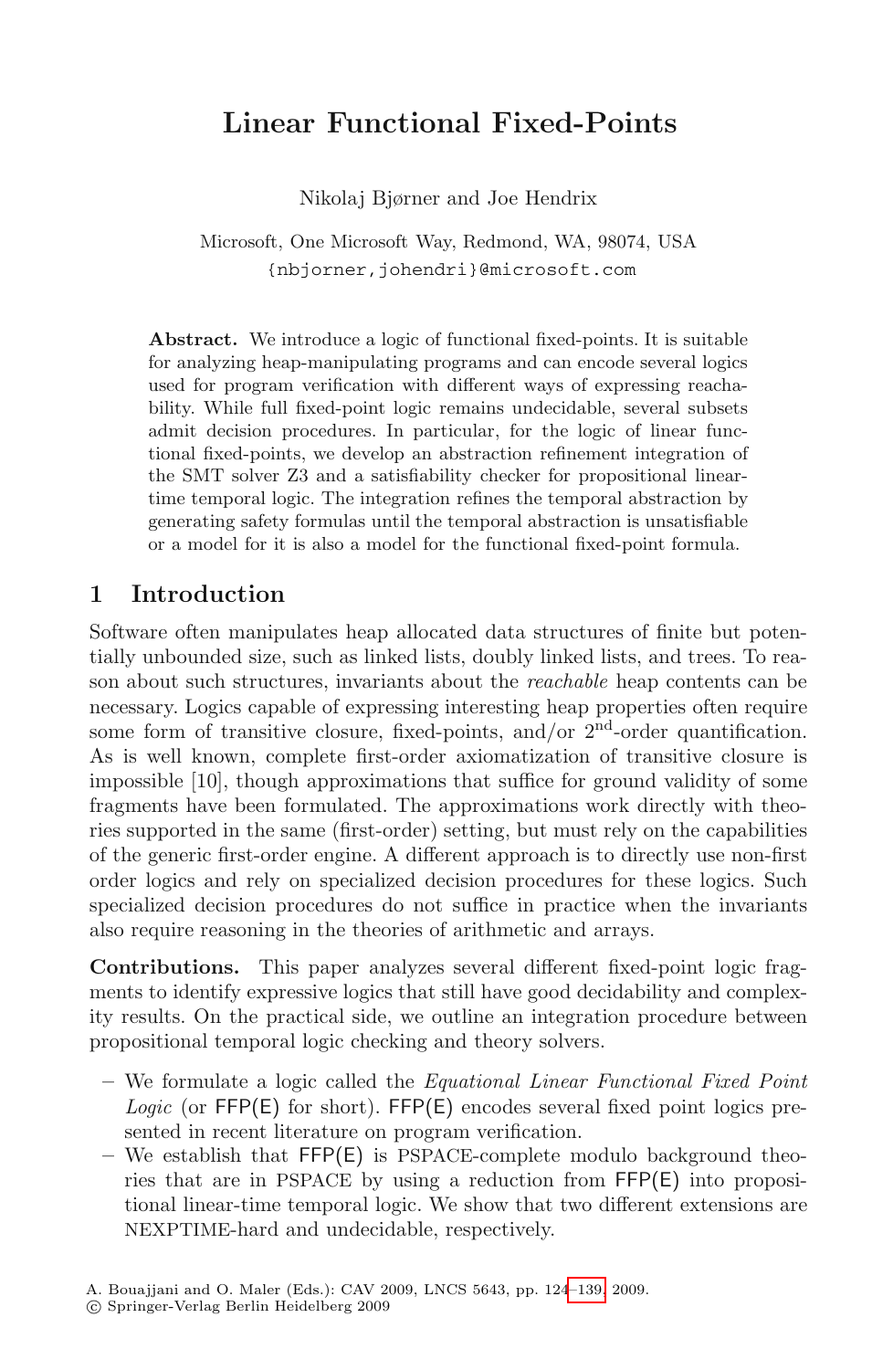# Linear Functional Fixed-Points

Nikolaj Bjørner and Joe Hendrix

Microsoft, One Microsoft Way, Redmond, WA, 98074, USA
{nbjorner,johendri}@microsoft.com

**Abstract.** We introduce a logic of functional fixed-points. It is suitable for analyzing heap-manipulating programs and can encode several logics used for program verification with different ways of expressing reachability. While full fixed-point logic remains undecidable, several subsets admit decision procedures. In particular, for the logic of linear functional fixed-points, we develop an abstraction refinement integration of the SMT solver Z3 and a satisfiability checker for propositional linear-time temporal logic. The integration refines the temporal abstraction by generating safety formulas until the temporal abstraction is unsatisfiable or a model for it is also a model for the functional fixed-point formula.

## 1 Introduction

Software often manipulates heap allocated data structures of finite but potentially unbounded size, such as linked lists, doubly linked lists, and trees. To reason about such structures, invariants about the *reachable* heap contents can be necessary. Logics capable of expressing interesting heap properties often require some form of transitive closure, fixed-points, and/or $2^{\text{nd}}$-order quantification. As is well known, complete first-order axiomatization of transitive closure is impossible [10], though approximations that suffice for ground validity of some fragments have been formulated. The approximations work directly with theories supported in the same (first-order) setting, but must rely on the capabilities of the generic first-order engine. A different approach is to directly use non-first order logics and rely on specialized decision procedures for these logics. Such specialized decision procedures do not suffice in practice when the invariants also require reasoning in the theories of arithmetic and arrays.

**Contributions.** This paper analyzes several different fixed-point logic fragments to identify expressive logics that still have good decidability and complexity results. On the practical side, we outline an integration procedure between propositional temporal logic checking and theory solvers.

- We formulate a logic called the *Equational Linear Functional Fixed Point Logic* (or FFP(E) for short). FFP(E) encodes several fixed point logics presented in recent literature on program verification.
- We establish that FFP(E) is PSPACE-complete modulo background theories that are in PSPACE by using a reduction from FFP(E) into propositional linear-time temporal logic. We show that two different extensions are NEXPTIME-hard and undecidable, respectively.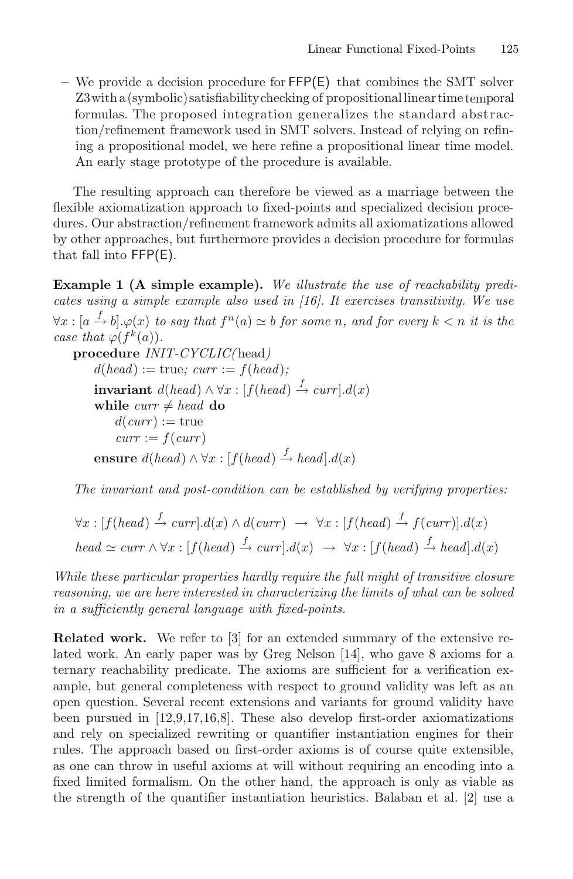– We provide a decision procedure for FFP(E) that combines the SMT solver Z3 with a (symbolic) satisfiability checking of propositional linear time temporal formulas. The proposed integration generalizes the standard abstraction/refinement framework used in SMT solvers. Instead of relying on refining a propositional model, we here refine a propositional linear time model. An early stage prototype of the procedure is available.

The resulting approach can therefore be viewed as a marriage between the flexible axiomatization approach to fixed-points and specialized decision procedures. Our abstraction/refinement framework admits all axiomatizations allowed by other approaches, but furthermore provides a decision procedure for formulas that fall into FFP(E).

**Example 1 (A simple example).** *We illustrate the use of reachability predicates using a simple example also used in [16]. It exercises transitivity. We use* $\forall x : [a \xrightarrow{f} b].\varphi(x)$ *to say that* $f^n(a) \simeq b$ *for some* $n$*, and for every* $k < n$ *it is the case that* $\varphi(f^k(a))$*.*

**procedure** *INIT-CYCLIC(*head*)*
    $d(head) := \text{true}$; $curr := f(head)$;
    **invariant** $d(head) \wedge \forall x : [f(head) \xrightarrow{f} curr].d(x)$
    **while** $curr \neq head$ **do**
        $d(curr) := \text{true}$
        $curr := f(curr)$
    **ensure** $d(head) \wedge \forall x : [f(head) \xrightarrow{f} head].d(x)$

*The invariant and post-condition can be established by verifying properties:*

$$\forall x : [f(head) \xrightarrow{f} curr].d(x) \wedge d(curr) \;\rightarrow\; \forall x : [f(head) \xrightarrow{f} f(curr)].d(x)$$
$$head \simeq curr \wedge \forall x : [f(head) \xrightarrow{f} curr].d(x) \;\rightarrow\; \forall x : [f(head) \xrightarrow{f} head].d(x)$$

*While these particular properties hardly require the full might of transitive closure reasoning, we are here interested in characterizing the limits of what can be solved in a sufficiently general language with fixed-points.*

**Related work.** We refer to [3] for an extended summary of the extensive related work. An early paper was by Greg Nelson [14], who gave 8 axioms for a ternary reachability predicate. The axioms are sufficient for a verification example, but general completeness with respect to ground validity was left as an open question. Several recent extensions and variants for ground validity have been pursued in [12,9,17,16,8]. These also develop first-order axiomatizations and rely on specialized rewriting or quantifier instantiation engines for their rules. The approach based on first-order axioms is of course quite extensible, as one can throw in useful axioms at will without requiring an encoding into a fixed limited formalism. On the other hand, the approach is only as viable as the strength of the quantifier instantiation heuristics. Balaban et al. [2] use a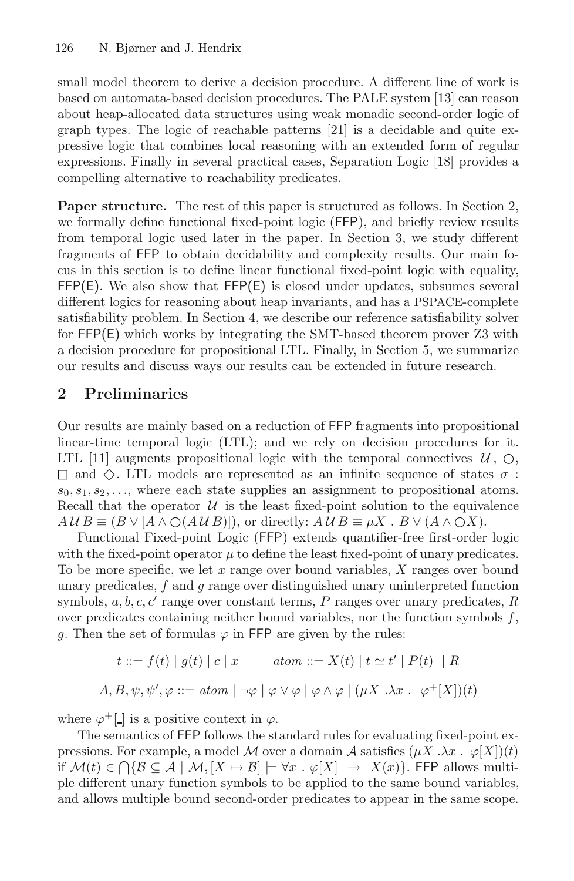small model theorem to derive a decision procedure. A different line of work is based on automata-based decision procedures. The PALE system [13] can reason about heap-allocated data structures using weak monadic second-order logic of graph types. The logic of reachable patterns [21] is a decidable and quite expressive logic that combines local reasoning with an extended form of regular expressions. Finally in several practical cases, Separation Logic [18] provides a compelling alternative to reachability predicates.

**Paper structure.** The rest of this paper is structured as follows. In Section 2, we formally define functional fixed-point logic (FFP), and briefly review results from temporal logic used later in the paper. In Section 3, we study different fragments of FFP to obtain decidability and complexity results. Our main focus in this section is to define linear functional fixed-point logic with equality, FFP(E). We also show that FFP(E) is closed under updates, subsumes several different logics for reasoning about heap invariants, and has a PSPACE-complete satisfiability problem. In Section 4, we describe our reference satisfiability solver for FFP(E) which works by integrating the SMT-based theorem prover Z3 with a decision procedure for propositional LTL. Finally, in Section 5, we summarize our results and discuss ways our results can be extended in future research.

## 2 Preliminaries

Our results are mainly based on a reduction of FFP fragments into propositional linear-time temporal logic (LTL); and we rely on decision procedures for it. LTL [11] augments propositional logic with the temporal connectives $\mathcal{U}$, $\bigcirc$, $\Box$ and $\Diamond$. LTL models are represented as an infinite sequence of states $\sigma$ : $s_0, s_1, s_2, \ldots$, where each state supplies an assignment to propositional atoms. Recall that the operator $\mathcal{U}$ is the least fixed-point solution to the equivalence $A\,\mathcal{U}\,B \equiv (B \vee [A \wedge \bigcirc(A\,\mathcal{U}\,B)])$, or directly: $A\,\mathcal{U}\,B \equiv \mu X \,.\, B \vee (A \wedge \bigcirc X)$.

Functional Fixed-point Logic (FFP) extends quantifier-free first-order logic with the fixed-point operator $\mu$ to define the least fixed-point of unary predicates. To be more specific, we let $x$ range over bound variables, $X$ ranges over bound unary predicates, $f$ and $g$ range over distinguished unary uninterpreted function symbols, $a, b, c, c'$ range over constant terms, $P$ ranges over unary predicates, $R$ over predicates containing neither bound variables, nor the function symbols $f$, $g$. Then the set of formulas $\varphi$ in FFP are given by the rules:

$$t ::= f(t) \mid g(t) \mid c \mid x \qquad atom ::= X(t) \mid t \simeq t' \mid P(t) \mid R$$

$$A, B, \psi, \psi', \varphi ::= atom \mid \neg\varphi \mid \varphi \vee \varphi \mid \varphi \wedge \varphi \mid (\mu X \,.\lambda x \,.\; \varphi^+[X])(t)$$

where $\varphi^+[\_]$ is a positive context in $\varphi$.

The semantics of FFP follows the standard rules for evaluating fixed-point expressions. For example, a model $\mathcal{M}$ over a domain $\mathcal{A}$ satisfies $(\mu X \,.\lambda x \,.\; \varphi[X])(t)$ if $\mathcal{M}(t) \in \bigcap\{\mathcal{B} \subseteq \mathcal{A} \mid \mathcal{M}, [X \mapsto \mathcal{B}] \models \forall x \,.\; \varphi[X] \;\rightarrow\; X(x)\}$. FFP allows multiple different unary function symbols to be applied to the same bound variables, and allows multiple bound second-order predicates to appear in the same scope.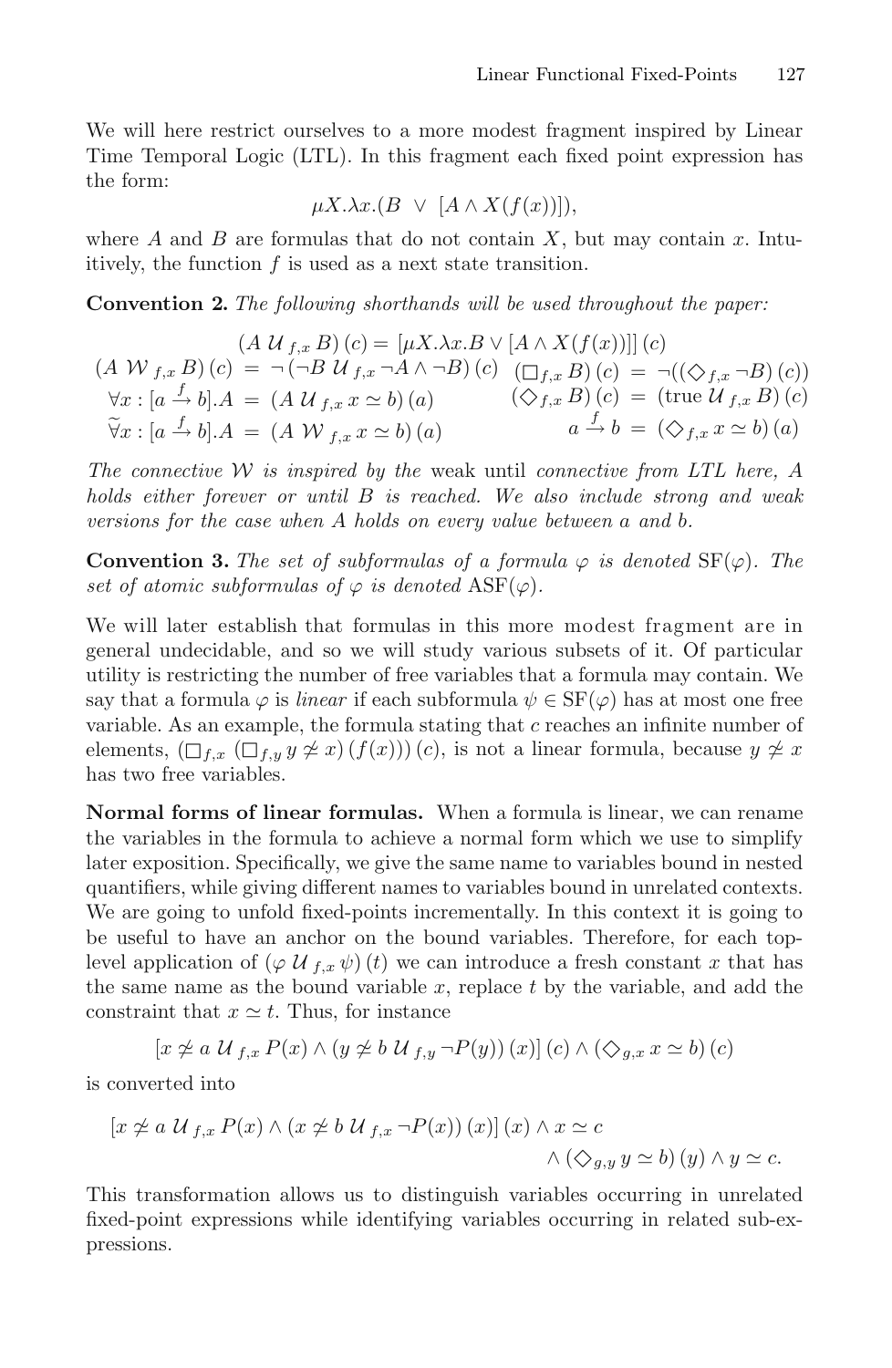We will here restrict ourselves to a more modest fragment inspired by Linear Time Temporal Logic (LTL). In this fragment each fixed point expression has the form:

$$\mu X.\lambda x.(B \;\vee\; [A \wedge X(f(x))]),$$

where $A$ and $B$ are formulas that do not contain $X$, but may contain $x$. Intuitively, the function $f$ is used as a next state transition.

**Convention 2.** *The following shorthands will be used throughout the paper:*

$$(A \,\mathcal{U}_{f,x}\, B)\,(c) = [\mu X.\lambda x.B \vee [A \wedge X(f(x))]]\,(c)$$

$$(A \,\mathcal{W}_{f,x}\, B)\,(c) \;=\; \neg\,(\neg B \,\mathcal{U}_{f,x}\, \neg A \wedge \neg B)\,(c) \qquad (\Box_{f,x}\, B)\,(c) \;=\; \neg((\Diamond_{f,x}\, \neg B)\,(c))$$

$$\forall x : [a \xrightarrow{f} b].A \;=\; (A \,\mathcal{U}_{f,x}\, x \simeq b)\,(a) \qquad (\Diamond_{f,x}\, B)\,(c) \;=\; (\text{true}\,\mathcal{U}_{f,x}\, B)\,(c)$$

$$\widetilde{\forall} x : [a \xrightarrow{f} b].A \;=\; (A \,\mathcal{W}_{f,x}\, x \simeq b)\,(a) \qquad a \xrightarrow{f} b \;=\; (\Diamond_{f,x}\, x \simeq b)\,(a)$$

*The connective* $\mathcal{W}$ *is inspired by the* weak until *connective from LTL here, A holds either forever or until B is reached. We also include strong and weak versions for the case when A holds on every value between a and b.*

**Convention 3.** *The set of subformulas of a formula* $\varphi$ *is denoted* $\mathrm{SF}(\varphi)$*. The set of atomic subformulas of* $\varphi$ *is denoted* $\mathrm{ASF}(\varphi)$*.*

We will later establish that formulas in this more modest fragment are in general undecidable, and so we will study various subsets of it. Of particular utility is restricting the number of free variables that a formula may contain. We say that a formula $\varphi$ is *linear* if each subformula $\psi \in \mathrm{SF}(\varphi)$ has at most one free variable. As an example, the formula stating that $c$ reaches an infinite number of elements, $(\Box_{f,x}\, (\Box_{f,y}\, y \not\simeq x)\,(f(x)))\,(c)$, is not a linear formula, because $y \not\simeq x$ has two free variables.

**Normal forms of linear formulas.** When a formula is linear, we can rename the variables in the formula to achieve a normal form which we use to simplify later exposition. Specifically, we give the same name to variables bound in nested quantifiers, while giving different names to variables bound in unrelated contexts. We are going to unfold fixed-points incrementally. In this context it is going to be useful to have an anchor on the bound variables. Therefore, for each top-level application of $(\varphi \,\mathcal{U}_{f,x}\, \psi)\,(t)$ we can introduce a fresh constant $x$ that has the same name as the bound variable $x$, replace $t$ by the variable, and add the constraint that $x \simeq t$. Thus, for instance

$$[x \not\simeq a \,\mathcal{U}_{f,x}\, P(x) \wedge (y \not\simeq b \,\mathcal{U}_{f,y}\, \neg P(y))\,(x)]\,(c) \wedge (\Diamond_{g,x}\, x \simeq b)\,(c)$$

is converted into

$$[x \not\simeq a \,\mathcal{U}_{f,x}\, P(x) \wedge (x \not\simeq b \,\mathcal{U}_{f,x}\, \neg P(x))\,(x)]\,(x) \wedge x \simeq c$$
$$\wedge\, (\Diamond_{g,y}\, y \simeq b)\,(y) \wedge y \simeq c.$$

This transformation allows us to distinguish variables occurring in unrelated fixed-point expressions while identifying variables occurring in related sub-expressions.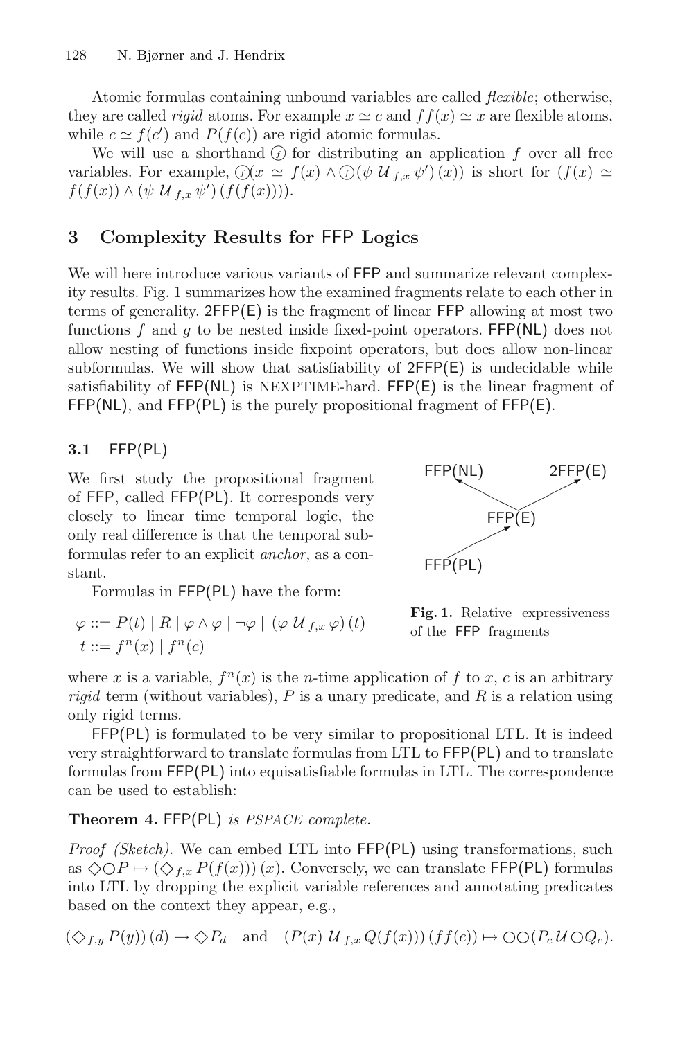Atomic formulas containing unbound variables are called *flexible*; otherwise, they are called *rigid* atoms. For example $x \simeq c$ and $ff(x) \simeq x$ are flexible atoms, while $c \simeq f(c')$ and $P(f(c))$ are rigid atomic formulas.

We will use a shorthand $\textcircled{f}$ for distributing an application $f$ over all free variables. For example, $\textcircled{f}(x \simeq f(x) \wedge \textcircled{f}(\psi\ \mathcal{U}_{f,x}\ \psi')(x))$ is short for $(f(x) \simeq f(f(x)) \wedge (\psi\ \mathcal{U}_{f,x}\ \psi')(f(f(x))))$.

## 3 Complexity Results for FFP Logics

We will here introduce various variants of FFP and summarize relevant complexity results. Fig. 1 summarizes how the examined fragments relate to each other in terms of generality. 2FFP(E) is the fragment of linear FFP allowing at most two functions $f$ and $g$ to be nested inside fixed-point operators. FFP(NL) does not allow nesting of functions inside fixpoint operators, but does allow non-linear subformulas. We will show that satisfiability of 2FFP(E) is undecidable while satisfiability of FFP(NL) is NEXPTIME-hard. FFP(E) is the linear fragment of FFP(NL), and FFP(PL) is the purely propositional fragment of FFP(E).

### 3.1 FFP(PL)

We first study the propositional fragment of FFP, called FFP(PL). It corresponds very closely to linear time temporal logic, the only real difference is that the temporal subformulas refer to an explicit *anchor*, as a constant.

FFP(NL) ← FFP(E) → 2FFP(E); FFP(PL) → FFP(E)

**Fig. 1.** Relative expressiveness of the FFP fragments

Formulas in FFP(PL) have the form:

$$\varphi ::= P(t) \mid R \mid \varphi \wedge \varphi \mid \neg\varphi \mid (\varphi\ \mathcal{U}_{f,x}\ \varphi)(t)$$
$$t ::= f^n(x) \mid f^n(c)$$

where $x$ is a variable, $f^n(x)$ is the $n$-time application of $f$ to $x$, $c$ is an arbitrary *rigid* term (without variables), $P$ is a unary predicate, and $R$ is a relation using only rigid terms.

FFP(PL) is formulated to be very similar to propositional LTL. It is indeed very straightforward to translate formulas from LTL to FFP(PL) and to translate formulas from FFP(PL) into equisatisfiable formulas in LTL. The correspondence can be used to establish:

**Theorem 4.** FFP(PL) *is PSPACE complete.*

*Proof (Sketch).* We can embed LTL into FFP(PL) using transformations, such as $\Diamond\bigcirc P \mapsto (\Diamond_{f,x} P(f(x)))(x)$. Conversely, we can translate FFP(PL) formulas into LTL by dropping the explicit variable references and annotating predicates based on the context they appear, e.g.,

$$(\Diamond_{f,y} P(y))(d) \mapsto \Diamond P_d \quad \text{and} \quad (P(x)\ \mathcal{U}_{f,x}\ Q(f(x)))(ff(c)) \mapsto \bigcirc\bigcirc(P_c\ \mathcal{U} \bigcirc Q_c).$$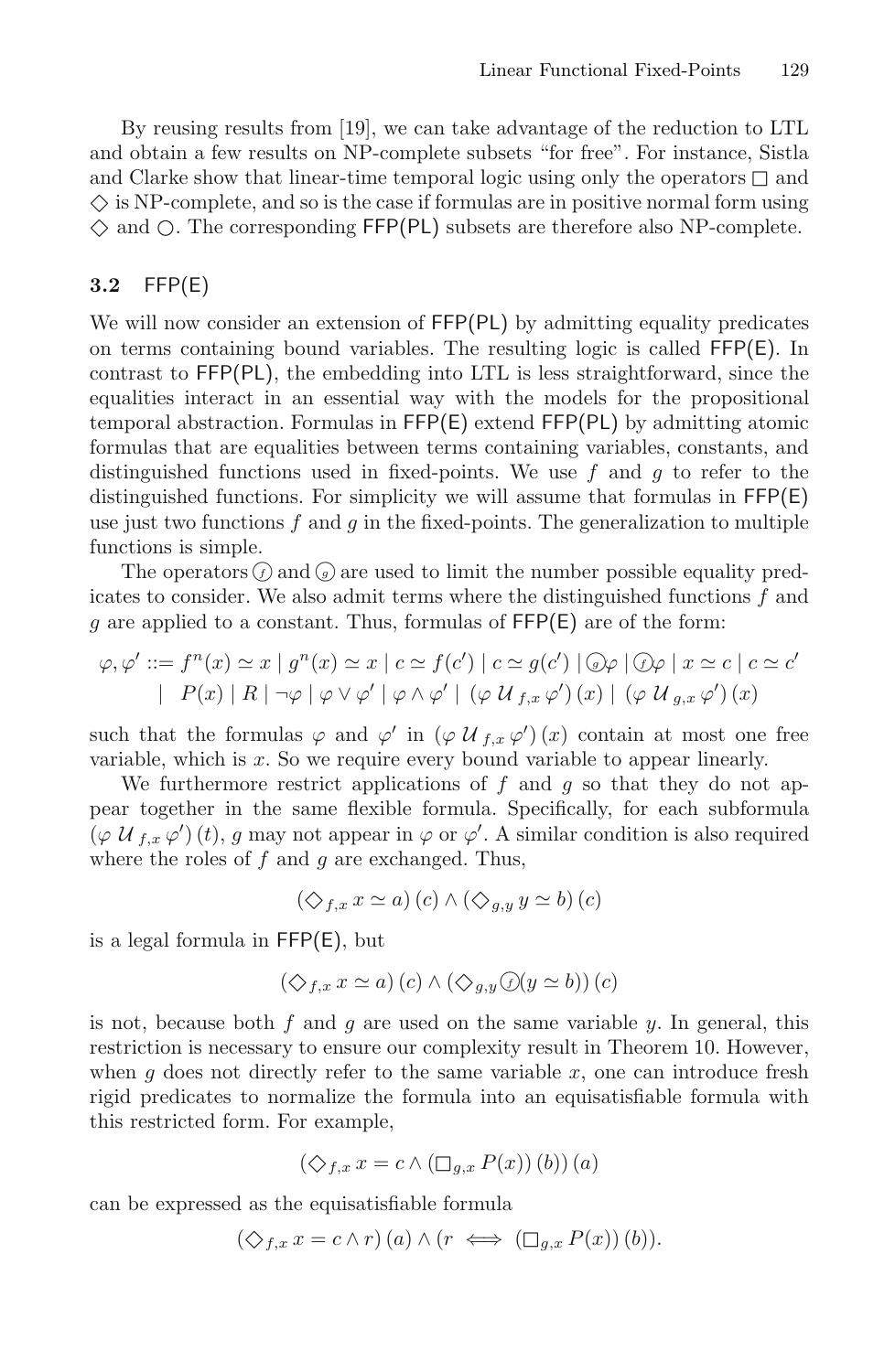By reusing results from [19], we can take advantage of the reduction to LTL and obtain a few results on NP-complete subsets "for free". For instance, Sistla and Clarke show that linear-time temporal logic using only the operators $\Box$ and $\Diamond$ is NP-complete, and so is the case if formulas are in positive normal form using $\Diamond$ and $\bigcirc$. The corresponding $\mathsf{FFP(PL)}$ subsets are therefore also NP-complete.

### 3.2 $\mathsf{FFP(E)}$

We will now consider an extension of $\mathsf{FFP(PL)}$ by admitting equality predicates on terms containing bound variables. The resulting logic is called $\mathsf{FFP(E)}$. In contrast to $\mathsf{FFP(PL)}$, the embedding into LTL is less straightforward, since the equalities interact in an essential way with the models for the propositional temporal abstraction. Formulas in $\mathsf{FFP(E)}$ extend $\mathsf{FFP(PL)}$ by admitting atomic formulas that are equalities between terms containing variables, constants, and distinguished functions used in fixed-points. We use $f$ and $g$ to refer to the distinguished functions. For simplicity we will assume that formulas in $\mathsf{FFP(E)}$ use just two functions $f$ and $g$ in the fixed-points. The generalization to multiple functions is simple.

The operators $\textcircled{f}$ and $\textcircled{g}$ are used to limit the number possible equality predicates to consider. We also admit terms where the distinguished functions $f$ and $g$ are applied to a constant. Thus, formulas of $\mathsf{FFP(E)}$ are of the form:

$$
\begin{aligned}
\varphi, \varphi' ::= \; & f^n(x) \simeq x \mid g^n(x) \simeq x \mid c \simeq f(c') \mid c \simeq g(c') \mid \textcircled{g}\varphi \mid \textcircled{f}\varphi \mid x \simeq c \mid c \simeq c' \\
\mid \; & P(x) \mid R \mid \neg\varphi \mid \varphi \vee \varphi' \mid \varphi \wedge \varphi' \mid (\varphi \, \mathcal{U}_{f,x} \, \varphi')(x) \mid (\varphi \, \mathcal{U}_{g,x} \, \varphi')(x)
\end{aligned}
$$

such that the formulas $\varphi$ and $\varphi'$ in $(\varphi \, \mathcal{U}_{f,x} \, \varphi')(x)$ contain at most one free variable, which is $x$. So we require every bound variable to appear linearly.

We furthermore restrict applications of $f$ and $g$ so that they do not appear together in the same flexible formula. Specifically, for each subformula $(\varphi \, \mathcal{U}_{f,x} \, \varphi')(t)$, $g$ may not appear in $\varphi$ or $\varphi'$. A similar condition is also required where the roles of $f$ and $g$ are exchanged. Thus,

$$(\Diamond_{f,x} \, x \simeq a)(c) \wedge (\Diamond_{g,y} \, y \simeq b)(c)$$

is a legal formula in $\mathsf{FFP(E)}$, but

$$(\Diamond_{f,x} \, x \simeq a)(c) \wedge (\Diamond_{g,y} \textcircled{f}(y \simeq b))(c)$$

is not, because both $f$ and $g$ are used on the same variable $y$. In general, this restriction is necessary to ensure our complexity result in Theorem 10. However, when $g$ does not directly refer to the same variable $x$, one can introduce fresh rigid predicates to normalize the formula into an equisatisfiable formula with this restricted form. For example,

$$(\Diamond_{f,x} \, x = c \wedge (\Box_{g,x} \, P(x))(b))(a)$$

can be expressed as the equisatisfiable formula

$$(\Diamond_{f,x} \, x = c \wedge r)(a) \wedge (r \iff (\Box_{g,x} \, P(x))(b)).$$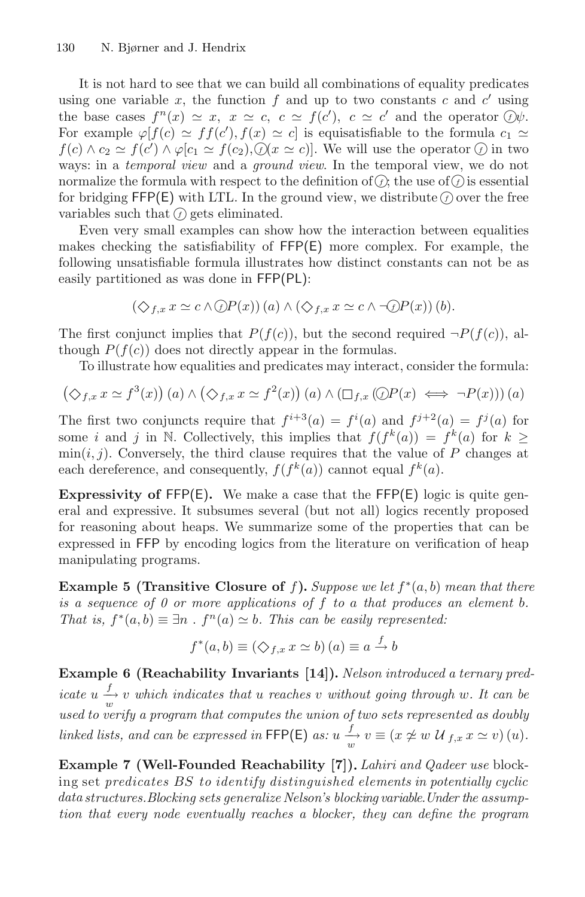It is not hard to see that we can build all combinations of equality predicates using one variable $x$, the function $f$ and up to two constants $c$ and $c'$ using the base cases $f^n(x) \simeq x$, $x \simeq c$, $c \simeq f(c')$, $c \simeq c'$ and the operator $\textcircled{f}\psi$. For example $\varphi[f(c) \simeq ff(c'), f(x) \simeq c]$ is equisatisfiable to the formula $c_1 \simeq f(c) \wedge c_2 \simeq f(c') \wedge \varphi[c_1 \simeq f(c_2), \textcircled{f}(x \simeq c)]$. We will use the operator $\textcircled{f}$ in two ways: in a *temporal view* and a *ground view*. In the temporal view, we do not normalize the formula with respect to the definition of $\textcircled{f}$; the use of $\textcircled{f}$ is essential for bridging FFP(E) with LTL. In the ground view, we distribute $\textcircled{f}$ over the free variables such that $\textcircled{f}$ gets eliminated.

Even very small examples can show how the interaction between equalities makes checking the satisfiability of FFP(E) more complex. For example, the following unsatisfiable formula illustrates how distinct constants can not be as easily partitioned as was done in FFP(PL):

$$(\Diamond_{f,x}\, x \simeq c \wedge \textcircled{f}P(x))\,(a) \wedge (\Diamond_{f,x}\, x \simeq c \wedge \neg\textcircled{f}P(x))\,(b).$$

The first conjunct implies that $P(f(c))$, but the second required $\neg P(f(c))$, although $P(f(c))$ does not directly appear in the formulas.

To illustrate how equalities and predicates may interact, consider the formula:

$$\left(\Diamond_{f,x}\, x \simeq f^3(x)\right)(a) \wedge \left(\Diamond_{f,x}\, x \simeq f^2(x)\right)(a) \wedge \left(\Box_{f,x}\,(\textcircled{f}P(x) \iff \neg P(x))\right)(a)$$

The first two conjuncts require that $f^{i+3}(a) = f^i(a)$ and $f^{j+2}(a) = f^j(a)$ for some $i$ and $j$ in $\mathbb{N}$. Collectively, this implies that $f(f^k(a)) = f^k(a)$ for $k \geq \min(i,j)$. Conversely, the third clause requires that the value of $P$ changes at each dereference, and consequently, $f(f^k(a))$ cannot equal $f^k(a)$.

**Expressivity of FFP(E).** We make a case that the FFP(E) logic is quite general and expressive. It subsumes several (but not all) logics recently proposed for reasoning about heaps. We summarize some of the properties that can be expressed in FFP by encoding logics from the literature on verification of heap manipulating programs.

**Example 5 (Transitive Closure of $f$).** *Suppose we let $f^*(a,b)$ mean that there is a sequence of 0 or more applications of $f$ to $a$ that produces an element $b$. That is, $f^*(a,b) \equiv \exists n \,.\, f^n(a) \simeq b$. This can be easily represented:*

$$f^*(a,b) \equiv (\Diamond_{f,x}\, x \simeq b)\,(a) \equiv a \xrightarrow{f} b$$

**Example 6 (Reachability Invariants [14]).** *Nelson introduced a ternary predicate $u \xrightarrow[w]{f} v$ which indicates that $u$ reaches $v$ without going through $w$. It can be used to verify a program that computes the union of two sets represented as doubly linked lists, and can be expressed in* FFP(E) *as:* $u \xrightarrow[w]{f} v \equiv (x \not\simeq w \;\mathcal{U}_{f,x}\; x \simeq v)\,(u)$.

**Example 7 (Well-Founded Reachability [7]).** *Lahiri and Qadeer use* blocking set *predicates $BS$ to identify distinguished elements in potentially cyclic data structures. Blocking sets generalize Nelson's blocking variable. Under the assumption that every node eventually reaches a blocker, they can define the program*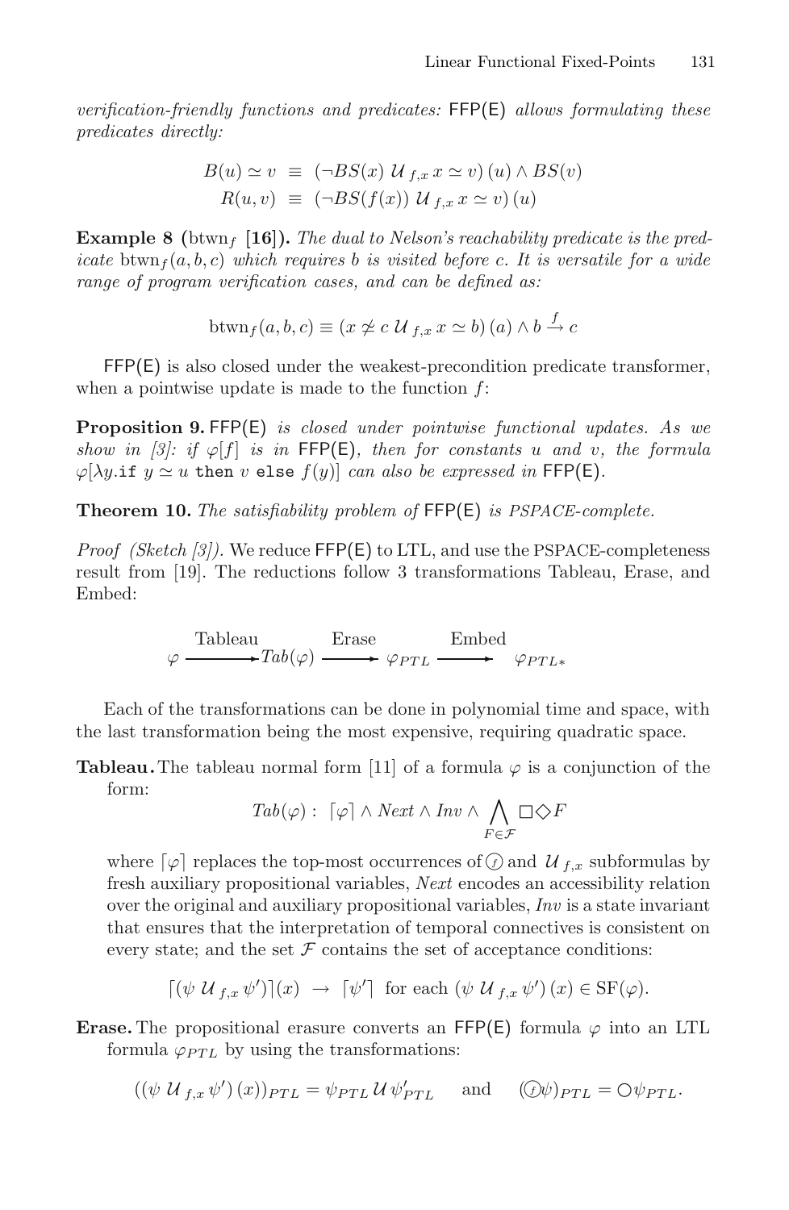*verification-friendly functions and predicates:* FFP(E) *allows formulating these predicates directly:*

$$B(u) \simeq v \;\equiv\; (\neg BS(x)\; \mathcal{U}_{f,x}\, x \simeq v)\,(u) \wedge BS(v)$$
$$R(u,v) \;\equiv\; (\neg BS(f(x))\; \mathcal{U}_{f,x}\, x \simeq v)\,(u)$$

**Example 8 (** $\text{btwn}_f$ **[16]).** *The dual to Nelson's reachability predicate is the predicate* $\text{btwn}_f(a,b,c)$ *which requires* $b$ *is visited before* $c$*. It is versatile for a wide range of program verification cases, and can be defined as:*

$$\text{btwn}_f(a,b,c) \equiv (x \not\simeq c\; \mathcal{U}_{f,x}\, x \simeq b)\,(a) \wedge b \xrightarrow{f} c$$

FFP(E) is also closed under the weakest-precondition predicate transformer, when a pointwise update is made to the function $f$:

**Proposition 9.** FFP(E) *is closed under pointwise functional updates. As we show in [3]: if* $\varphi[f]$ *is in* FFP(E)*, then for constants* $u$ *and* $v$*, the formula* $\varphi[\lambda y.\texttt{if}\ y \simeq u\ \texttt{then}\ v\ \texttt{else}\ f(y)]$ *can also be expressed in* FFP(E)*.*

**Theorem 10.** *The satisfiability problem of* FFP(E) *is* PSPACE*-complete.*

*Proof (Sketch [3]).* We reduce FFP(E) to LTL, and use the PSPACE-completeness result from [19]. The reductions follow 3 transformations Tableau, Erase, and Embed:

$$\varphi \xrightarrow{\text{Tableau}} Tab(\varphi) \xrightarrow{\text{Erase}} \varphi_{PTL} \xrightarrow{\text{Embed}} \varphi_{PTL*}$$

Each of the transformations can be done in polynomial time and space, with the last transformation being the most expensive, requiring quadratic space.

**Tableau.** The tableau normal form [11] of a formula $\varphi$ is a conjunction of the form:

$$Tab(\varphi):\; \lceil \varphi \rceil \wedge \mathit{Next} \wedge \mathit{Inv} \wedge \bigwedge_{F \in \mathcal{F}} \Box\Diamond F$$

where $\lceil \varphi \rceil$ replaces the top-most occurrences of $\textcircled{f}$ and $\mathcal{U}_{f,x}$ subformulas by fresh auxiliary propositional variables, *Next* encodes an accessibility relation over the original and auxiliary propositional variables, *Inv* is a state invariant that ensures that the interpretation of temporal connectives is consistent on every state; and the set $\mathcal{F}$ contains the set of acceptance conditions:

$$\lceil(\psi\; \mathcal{U}_{f,x}\, \psi')\rceil(x) \;\rightarrow\; \lceil \psi' \rceil \;\text{ for each } (\psi\; \mathcal{U}_{f,x}\, \psi')\,(x) \in \text{SF}(\varphi).$$

**Erase.** The propositional erasure converts an FFP(E) formula $\varphi$ into an LTL formula $\varphi_{PTL}$ by using the transformations:

$$((\psi\; \mathcal{U}_{f,x}\, \psi')\,(x))_{PTL} = \psi_{PTL}\, \mathcal{U}\, \psi'_{PTL} \quad \text{ and } \quad (\textcircled{f}\psi)_{PTL} = \bigcirc \psi_{PTL}.$$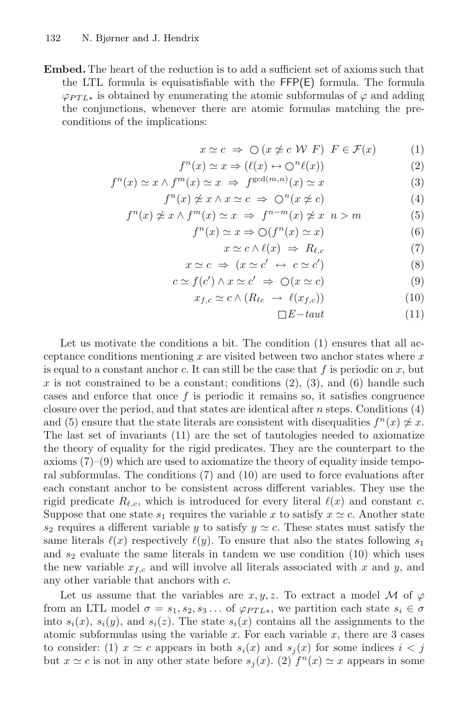**Embed.** The heart of the reduction is to add a sufficient set of axioms such that the LTL formula is equisatisfiable with the FFP(E) formula. The formula $\varphi_{PTL*}$ is obtained by enumerating the atomic subformulas of $\varphi$ and adding the conjunctions, whenever there are atomic formulas matching the preconditions of the implications:

$$x \simeq c \;\Rightarrow\; \bigcirc\,(x \not\simeq c \;\mathcal{W}\; F) \;\; F \in \mathcal{F}(x) \tag{1}$$

$$f^n(x) \simeq x \Rightarrow (\ell(x) \leftrightarrow \bigcirc^n \ell(x)) \tag{2}$$

$$f^n(x) \simeq x \wedge f^m(x) \simeq x \;\Rightarrow\; f^{\gcd(m,n)}(x) \simeq x \tag{3}$$

$$f^n(x) \not\simeq x \wedge x \simeq c \;\Rightarrow\; \bigcirc^n(x \not\simeq c) \tag{4}$$

$$f^n(x) \not\simeq x \wedge f^m(x) \simeq x \;\Rightarrow\; f^{n-m}(x) \not\simeq x \;\; n > m \tag{5}$$

$$f^n(x) \simeq x \Rightarrow \bigcirc(f^n(x) \simeq x) \tag{6}$$

$$x \simeq c \wedge \ell(x) \;\Rightarrow\; R_{\ell,c} \tag{7}$$

$$x \simeq c \;\Rightarrow\; (x \simeq c' \;\leftrightarrow\; c \simeq c') \tag{8}$$

$$c \simeq f(c') \wedge x \simeq c' \;\Rightarrow\; \bigcirc(x \simeq c) \tag{9}$$

$$x_{f,c} \simeq c \wedge (R_{\ell c} \;\rightarrow\; \ell(x_{f,c})) \tag{10}$$

$$\Box E\text{−}taut \tag{11}$$

Let us motivate the conditions a bit. The condition (1) ensures that all acceptance conditions mentioning $x$ are visited between two anchor states where $x$ is equal to a constant anchor $c$. It can still be the case that $f$ is periodic on $x$, but $x$ is not constrained to be a constant; conditions (2), (3), and (6) handle such cases and enforce that once $f$ is periodic it remains so, it satisfies congruence closure over the period, and that states are identical after $n$ steps. Conditions (4) and (5) ensure that the state literals are consistent with disequalities $f^n(x) \not\simeq x$. The last set of invariants (11) are the set of tautologies needed to axiomatize the theory of equality for the rigid predicates. They are the counterpart to the axioms (7)–(9) which are used to axiomatize the theory of equality inside temporal subformulas. The conditions (7) and (10) are used to force evaluations after each constant anchor to be consistent across different variables. They use the rigid predicate $R_{\ell,c}$, which is introduced for every literal $\ell(x)$ and constant $c$. Suppose that one state $s_1$ requires the variable $x$ to satisfy $x \simeq c$. Another state $s_2$ requires a different variable $y$ to satisfy $y \simeq c$. These states must satisfy the same literals $\ell(x)$ respectively $\ell(y)$. To ensure that also the states following $s_1$ and $s_2$ evaluate the same literals in tandem we use condition (10) which uses the new variable $x_{f,c}$ and will involve all literals associated with $x$ and $y$, and any other variable that anchors with $c$.

Let us assume that the variables are $x, y, z$. To extract a model $\mathcal{M}$ of $\varphi$ from an LTL model $\sigma = s_1, s_2, s_3 \ldots$ of $\varphi_{PTL*}$, we partition each state $s_i \in \sigma$ into $s_i(x)$, $s_i(y)$, and $s_i(z)$. The state $s_i(x)$ contains all the assignments to the atomic subformulas using the variable $x$. For each variable $x$, there are 3 cases to consider: (1) $x \simeq c$ appears in both $s_i(x)$ and $s_j(x)$ for some indices $i < j$ but $x \simeq c$ is not in any other state before $s_j(x)$. (2) $f^n(x) \simeq x$ appears in some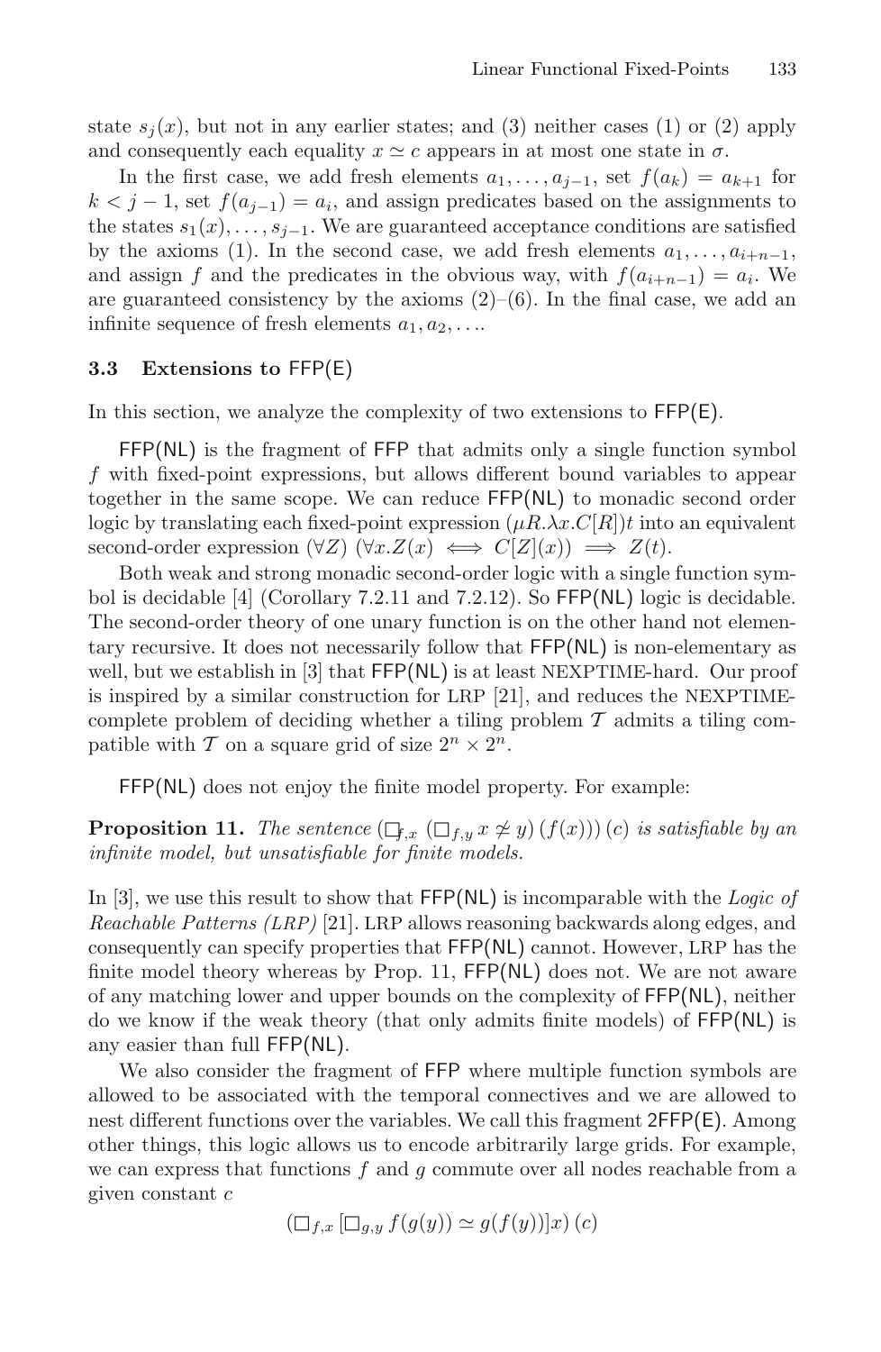state $s_j(x)$, but not in any earlier states; and (3) neither cases (1) or (2) apply and consequently each equality $x \simeq c$ appears in at most one state in $\sigma$.

In the first case, we add fresh elements $a_1, \ldots, a_{j-1}$, set $f(a_k) = a_{k+1}$ for $k < j-1$, set $f(a_{j-1}) = a_i$, and assign predicates based on the assignments to the states $s_1(x), \ldots, s_{j-1}$. We are guaranteed acceptance conditions are satisfied by the axioms (1). In the second case, we add fresh elements $a_1, \ldots, a_{i+n-1}$, and assign $f$ and the predicates in the obvious way, with $f(a_{i+n-1}) = a_i$. We are guaranteed consistency by the axioms (2)–(6). In the final case, we add an infinite sequence of fresh elements $a_1, a_2, \ldots$.

### 3.3 Extensions to FFP(E)

In this section, we analyze the complexity of two extensions to FFP(E).

FFP(NL) is the fragment of FFP that admits only a single function symbol $f$ with fixed-point expressions, but allows different bound variables to appear together in the same scope. We can reduce FFP(NL) to monadic second order logic by translating each fixed-point expression $(\mu R.\lambda x.C[R])t$ into an equivalent second-order expression $(\forall Z)\ (\forall x.Z(x) \iff C[Z](x)) \implies Z(t)$.

Both weak and strong monadic second-order logic with a single function symbol is decidable [4] (Corollary 7.2.11 and 7.2.12). So FFP(NL) logic is decidable. The second-order theory of one unary function is on the other hand not elementary recursive. It does not necessarily follow that FFP(NL) is non-elementary as well, but we establish in [3] that FFP(NL) is at least NEXPTIME-hard. Our proof is inspired by a similar construction for LRP [21], and reduces the NEXPTIME-complete problem of deciding whether a tiling problem $\mathcal{T}$ admits a tiling compatible with $\mathcal{T}$ on a square grid of size $2^n \times 2^n$.

FFP(NL) does not enjoy the finite model property. For example:

**Proposition 11.** *The sentence* $(\Box_{f,x}\ (\Box_{f,y}\ x \not\simeq y)\ (f(x)))\ (c)$ *is satisfiable by an infinite model, but unsatisfiable for finite models.*

In [3], we use this result to show that FFP(NL) is incomparable with the *Logic of Reachable Patterns (LRP)* [21]. LRP allows reasoning backwards along edges, and consequently can specify properties that FFP(NL) cannot. However, LRP has the finite model theory whereas by Prop. 11, FFP(NL) does not. We are not aware of any matching lower and upper bounds on the complexity of FFP(NL), neither do we know if the weak theory (that only admits finite models) of FFP(NL) is any easier than full FFP(NL).

We also consider the fragment of FFP where multiple function symbols are allowed to be associated with the temporal connectives and we are allowed to nest different functions over the variables. We call this fragment 2FFP(E). Among other things, this logic allows us to encode arbitrarily large grids. For example, we can express that functions $f$ and $g$ commute over all nodes reachable from a given constant $c$

$$(\Box_{f,x}\,[\Box_{g,y}\, f(g(y)) \simeq g(f(y))]x)\,(c)$$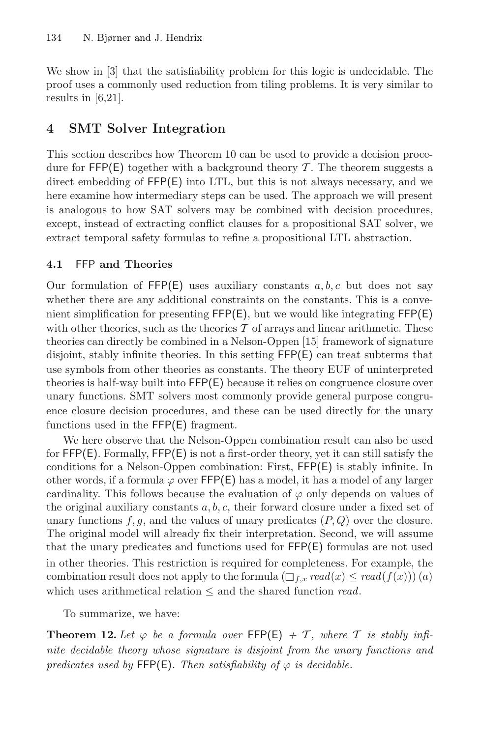We show in [3] that the satisfiability problem for this logic is undecidable. The proof uses a commonly used reduction from tiling problems. It is very similar to results in [6,21].

## 4 SMT Solver Integration

This section describes how Theorem 10 can be used to provide a decision procedure for FFP(E) together with a background theory $\mathcal{T}$. The theorem suggests a direct embedding of FFP(E) into LTL, but this is not always necessary, and we here examine how intermediary steps can be used. The approach we will present is analogous to how SAT solvers may be combined with decision procedures, except, instead of extracting conflict clauses for a propositional SAT solver, we extract temporal safety formulas to refine a propositional LTL abstraction.

### 4.1 FFP and Theories

Our formulation of FFP(E) uses auxiliary constants $a, b, c$ but does not say whether there are any additional constraints on the constants. This is a convenient simplification for presenting FFP(E), but we would like integrating FFP(E) with other theories, such as the theories $\mathcal{T}$ of arrays and linear arithmetic. These theories can directly be combined in a Nelson-Oppen [15] framework of signature disjoint, stably infinite theories. In this setting FFP(E) can treat subterms that use symbols from other theories as constants. The theory EUF of uninterpreted theories is half-way built into FFP(E) because it relies on congruence closure over unary functions. SMT solvers most commonly provide general purpose congruence closure decision procedures, and these can be used directly for the unary functions used in the FFP(E) fragment.

We here observe that the Nelson-Oppen combination result can also be used for FFP(E). Formally, FFP(E) is not a first-order theory, yet it can still satisfy the conditions for a Nelson-Oppen combination: First, FFP(E) is stably infinite. In other words, if a formula $\varphi$ over FFP(E) has a model, it has a model of any larger cardinality. This follows because the evaluation of $\varphi$ only depends on values of the original auxiliary constants $a, b, c$, their forward closure under a fixed set of unary functions $f, g$, and the values of unary predicates $(P, Q)$ over the closure. The original model will already fix their interpretation. Second, we will assume that the unary predicates and functions used for FFP(E) formulas are not used in other theories. This restriction is required for completeness. For example, the combination result does not apply to the formula $(\Box_{f,x}\, read(x) \leq read(f(x)))\,(a)$ which uses arithmetical relation $\leq$ and the shared function $read$.

To summarize, we have:

**Theorem 12.** *Let $\varphi$ be a formula over FFP(E) + $\mathcal{T}$, where $\mathcal{T}$ is stably infinite decidable theory whose signature is disjoint from the unary functions and predicates used by FFP(E). Then satisfiability of $\varphi$ is decidable.*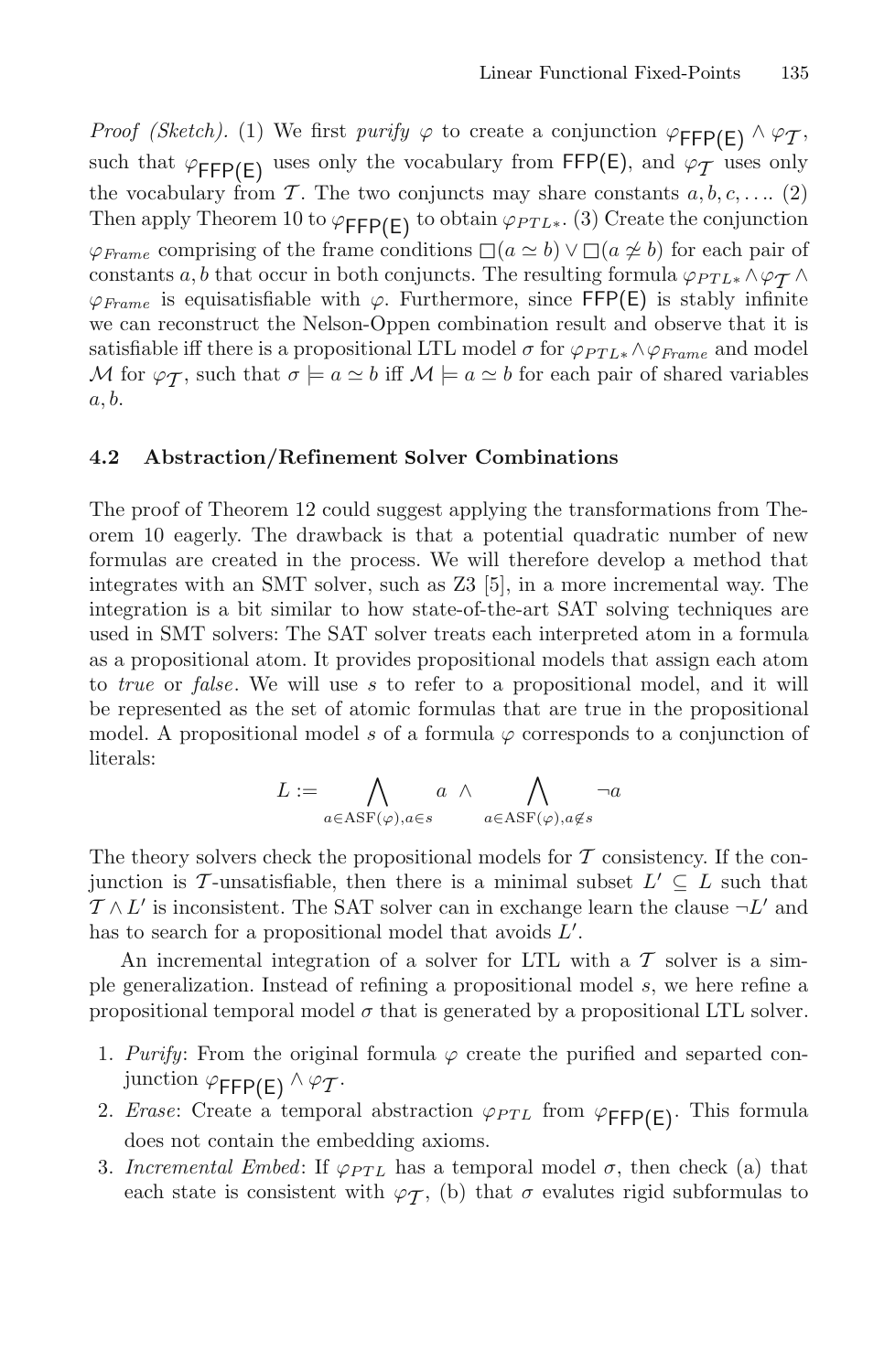*Proof (Sketch).* (1) We first *purify* $\varphi$ to create a conjunction $\varphi_{\mathsf{FFP(E)}} \wedge \varphi_{\mathcal{T}}$, such that $\varphi_{\mathsf{FFP(E)}}$ uses only the vocabulary from $\mathsf{FFP(E)}$, and $\varphi_{\mathcal{T}}$ uses only the vocabulary from $\mathcal{T}$. The two conjuncts may share constants $a, b, c, \ldots$. (2) Then apply Theorem 10 to $\varphi_{\mathsf{FFP(E)}}$ to obtain $\varphi_{PTL*}$. (3) Create the conjunction $\varphi_{Frame}$ comprising of the frame conditions $\Box(a \simeq b) \vee \Box(a \not\simeq b)$ for each pair of constants $a, b$ that occur in both conjuncts. The resulting formula $\varphi_{PTL*} \wedge \varphi_{\mathcal{T}} \wedge \varphi_{Frame}$ is equisatisfiable with $\varphi$. Furthermore, since $\mathsf{FFP(E)}$ is stably infinite we can reconstruct the Nelson-Oppen combination result and observe that it is satisfiable iff there is a propositional LTL model $\sigma$ for $\varphi_{PTL*} \wedge \varphi_{Frame}$ and model $\mathcal{M}$ for $\varphi_{\mathcal{T}}$, such that $\sigma \models a \simeq b$ iff $\mathcal{M} \models a \simeq b$ for each pair of shared variables $a, b$.

### 4.2 Abstraction/Refinement Solver Combinations

The proof of Theorem 12 could suggest applying the transformations from Theorem 10 eagerly. The drawback is that a potential quadratic number of new formulas are created in the process. We will therefore develop a method that integrates with an SMT solver, such as Z3 [5], in a more incremental way. The integration is a bit similar to how state-of-the-art SAT solving techniques are used in SMT solvers: The SAT solver treats each interpreted atom in a formula as a propositional atom. It provides propositional models that assign each atom to *true* or *false*. We will use $s$ to refer to a propositional model, and it will be represented as the set of atomic formulas that are true in the propositional model. A propositional model $s$ of a formula $\varphi$ corresponds to a conjunction of literals:

$$L := \bigwedge_{a \in \mathrm{ASF}(\varphi), a \in s} a \;\wedge \bigwedge_{a \in \mathrm{ASF}(\varphi), a \notin s} \neg a$$

The theory solvers check the propositional models for $\mathcal{T}$ consistency. If the conjunction is $\mathcal{T}$-unsatisfiable, then there is a minimal subset $L' \subseteq L$ such that $\mathcal{T} \wedge L'$ is inconsistent. The SAT solver can in exchange learn the clause $\neg L'$ and has to search for a propositional model that avoids $L'$.

An incremental integration of a solver for LTL with a $\mathcal{T}$ solver is a simple generalization. Instead of refining a propositional model $s$, we here refine a propositional temporal model $\sigma$ that is generated by a propositional LTL solver.

1. *Purify*: From the original formula $\varphi$ create the purified and separted conjunction $\varphi_{\mathsf{FFP(E)}} \wedge \varphi_{\mathcal{T}}$.
2. *Erase*: Create a temporal abstraction $\varphi_{PTL}$ from $\varphi_{\mathsf{FFP(E)}}$. This formula does not contain the embedding axioms.
3. *Incremental Embed*: If $\varphi_{PTL}$ has a temporal model $\sigma$, then check (a) that each state is consistent with $\varphi_{\mathcal{T}}$, (b) that $\sigma$ evalutes rigid subformulas to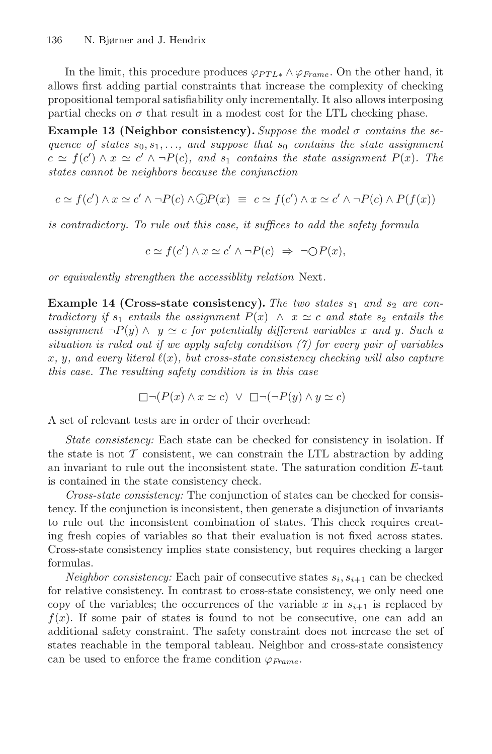In the limit, this procedure produces $\varphi_{PTL*} \wedge \varphi_{Frame}$. On the other hand, it allows first adding partial constraints that increase the complexity of checking propositional temporal satisfiability only incrementally. It also allows interposing partial checks on $\sigma$ that result in a modest cost for the LTL checking phase.

**Example 13 (Neighbor consistency).** *Suppose the model $\sigma$ contains the sequence of states $s_0, s_1, \ldots$, and suppose that $s_0$ contains the state assignment $c \simeq f(c') \wedge x \simeq c' \wedge \neg P(c)$, and $s_1$ contains the state assignment $P(x)$. The states cannot be neighbors because the conjunction*

$$c \simeq f(c') \wedge x \simeq c' \wedge \neg P(c) \wedge \textcircled{f} P(x) \;\equiv\; c \simeq f(c') \wedge x \simeq c' \wedge \neg P(c) \wedge P(f(x))$$

*is contradictory. To rule out this case, it suffices to add the safety formula*

$$c \simeq f(c') \wedge x \simeq c' \wedge \neg P(c) \;\Rightarrow\; \neg \bigcirc P(x),$$

*or equivalently strengthen the accessiblity relation* Next*.*

**Example 14 (Cross-state consistency).** *The two states $s_1$ and $s_2$ are contradictory if $s_1$ entails the assignment $P(x) \;\wedge\; x \simeq c$ and state $s_2$ entails the assignment $\neg P(y) \wedge\; y \simeq c$ for potentially different variables $x$ and $y$. Such a situation is ruled out if we apply safety condition (7) for every pair of variables $x$, $y$, and every literal $\ell(x)$, but cross-state consistency checking will also capture this case. The resulting safety condition is in this case*

$$\Box \neg (P(x) \wedge x \simeq c) \;\vee\; \Box \neg (\neg P(y) \wedge y \simeq c)$$

A set of relevant tests are in order of their overhead:

*State consistency:* Each state can be checked for consistency in isolation. If the state is not $\mathcal{T}$ consistent, we can constrain the LTL abstraction by adding an invariant to rule out the inconsistent state. The saturation condition $E$-taut is contained in the state consistency check.

*Cross-state consistency:* The conjunction of states can be checked for consistency. If the conjunction is inconsistent, then generate a disjunction of invariants to rule out the inconsistent combination of states. This check requires creating fresh copies of variables so that their evaluation is not fixed across states. Cross-state consistency implies state consistency, but requires checking a larger formulas.

*Neighbor consistency:* Each pair of consecutive states $s_i, s_{i+1}$ can be checked for relative consistency. In contrast to cross-state consistency, we only need one copy of the variables; the occurrences of the variable $x$ in $s_{i+1}$ is replaced by $f(x)$. If some pair of states is found to not be consecutive, one can add an additional safety constraint. The safety constraint does not increase the set of states reachable in the temporal tableau. Neighbor and cross-state consistency can be used to enforce the frame condition $\varphi_{Frame}$.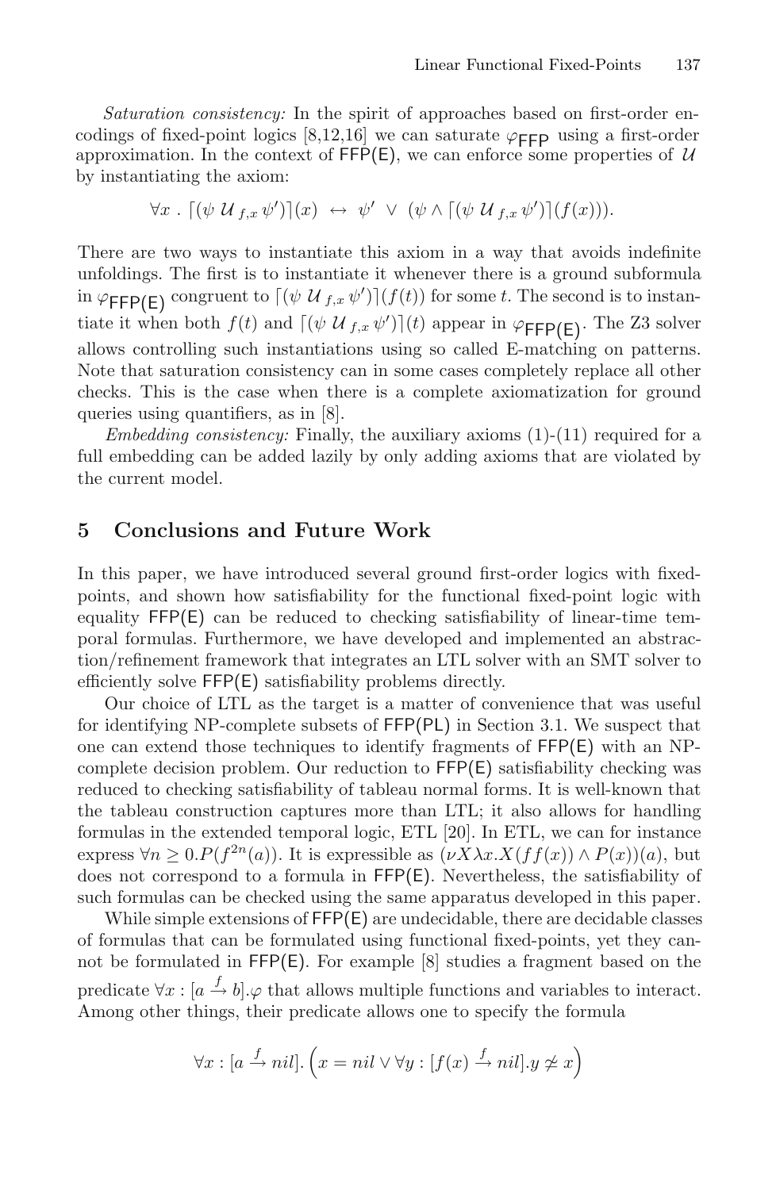*Saturation consistency:* In the spirit of approaches based on first-order encodings of fixed-point logics [8,12,16] we can saturate $\varphi_{\mathsf{FFP}}$ using a first-order approximation. In the context of $\mathsf{FFP(E)}$, we can enforce some properties of $\mathcal{U}$ by instantiating the axiom:

$$\forall x \, . \, \lceil (\psi \, \mathcal{U}_{f,x} \, \psi') \rceil (x) \; \leftrightarrow \; \psi' \; \vee \; (\psi \wedge \lceil (\psi \, \mathcal{U}_{f,x} \, \psi') \rceil (f(x))).$$

There are two ways to instantiate this axiom in a way that avoids indefinite unfoldings. The first is to instantiate it whenever there is a ground subformula in $\varphi_{\mathsf{FFP(E)}}$ congruent to $\lceil (\psi \, \mathcal{U}_{f,x} \, \psi') \rceil (f(t))$ for some $t$. The second is to instantiate it when both $f(t)$ and $\lceil (\psi \, \mathcal{U}_{f,x} \, \psi') \rceil (t)$ appear in $\varphi_{\mathsf{FFP(E)}}$. The Z3 solver allows controlling such instantiations using so called E-matching on patterns. Note that saturation consistency can in some cases completely replace all other checks. This is the case when there is a complete axiomatization for ground queries using quantifiers, as in [8].

*Embedding consistency:* Finally, the auxiliary axioms (1)-(11) required for a full embedding can be added lazily by only adding axioms that are violated by the current model.

## 5 Conclusions and Future Work

In this paper, we have introduced several ground first-order logics with fixed-points, and shown how satisfiability for the functional fixed-point logic with equality $\mathsf{FFP(E)}$ can be reduced to checking satisfiability of linear-time temporal formulas. Furthermore, we have developed and implemented an abstraction/refinement framework that integrates an LTL solver with an SMT solver to efficiently solve $\mathsf{FFP(E)}$ satisfiability problems directly.

Our choice of LTL as the target is a matter of convenience that was useful for identifying NP-complete subsets of $\mathsf{FFP(PL)}$ in Section 3.1. We suspect that one can extend those techniques to identify fragments of $\mathsf{FFP(E)}$ with an NP-complete decision problem. Our reduction to $\mathsf{FFP(E)}$ satisfiability checking was reduced to checking satisfiability of tableau normal forms. It is well-known that the tableau construction captures more than LTL; it also allows for handling formulas in the extended temporal logic, ETL [20]. In ETL, we can for instance express $\forall n \geq 0.P(f^{2n}(a))$. It is expressible as $(\nu X \lambda x.X(ff(x)) \wedge P(x))(a)$, but does not correspond to a formula in $\mathsf{FFP(E)}$. Nevertheless, the satisfiability of such formulas can be checked using the same apparatus developed in this paper.

While simple extensions of $\mathsf{FFP(E)}$ are undecidable, there are decidable classes of formulas that can be formulated using functional fixed-points, yet they cannot be formulated in $\mathsf{FFP(E)}$. For example [8] studies a fragment based on the predicate $\forall x : [a \xrightarrow{f} b].\varphi$ that allows multiple functions and variables to interact. Among other things, their predicate allows one to specify the formula

$$\forall x : [a \xrightarrow{f} nil]. \Big( x = nil \vee \forall y : [f(x) \xrightarrow{f} nil].y \not\simeq x \Big)$$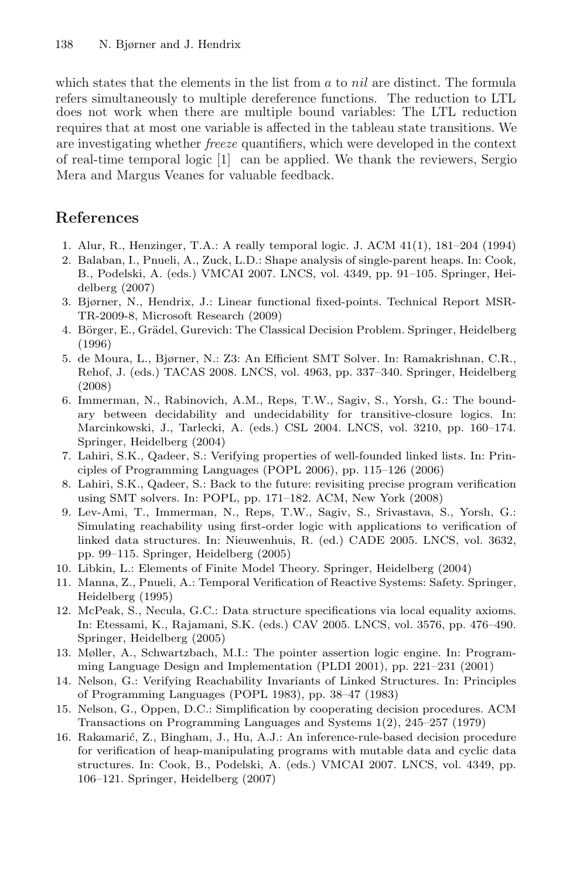which states that the elements in the list from *a* to *nil* are distinct. The formula refers simultaneously to multiple dereference functions. The reduction to LTL does not work when there are multiple bound variables: The LTL reduction requires that at most one variable is affected in the tableau state transitions. We are investigating whether *freeze* quantifiers, which were developed in the context of real-time temporal logic [1] can be applied. We thank the reviewers, Sergio Mera and Margus Veanes for valuable feedback.

## References

1. Alur, R., Henzinger, T.A.: A really temporal logic. J. ACM 41(1), 181–204 (1994)
2. Balaban, I., Pnueli, A., Zuck, L.D.: Shape analysis of single-parent heaps. In: Cook, B., Podelski, A. (eds.) VMCAI 2007. LNCS, vol. 4349, pp. 91–105. Springer, Heidelberg (2007)
3. Bjørner, N., Hendrix, J.: Linear functional fixed-points. Technical Report MSR-TR-2009-8, Microsoft Research (2009)
4. Börger, E., Grädel, Gurevich: The Classical Decision Problem. Springer, Heidelberg (1996)
5. de Moura, L., Bjørner, N.: Z3: An Efficient SMT Solver. In: Ramakrishnan, C.R., Rehof, J. (eds.) TACAS 2008. LNCS, vol. 4963, pp. 337–340. Springer, Heidelberg (2008)
6. Immerman, N., Rabinovich, A.M., Reps, T.W., Sagiv, S., Yorsh, G.: The boundary between decidability and undecidability for transitive-closure logics. In: Marcinkowski, J., Tarlecki, A. (eds.) CSL 2004. LNCS, vol. 3210, pp. 160–174. Springer, Heidelberg (2004)
7. Lahiri, S.K., Qadeer, S.: Verifying properties of well-founded linked lists. In: Principles of Programming Languages (POPL 2006), pp. 115–126 (2006)
8. Lahiri, S.K., Qadeer, S.: Back to the future: revisiting precise program verification using SMT solvers. In: POPL, pp. 171–182. ACM, New York (2008)
9. Lev-Ami, T., Immerman, N., Reps, T.W., Sagiv, S., Srivastava, S., Yorsh, G.: Simulating reachability using first-order logic with applications to verification of linked data structures. In: Nieuwenhuis, R. (ed.) CADE 2005. LNCS, vol. 3632, pp. 99–115. Springer, Heidelberg (2005)
10. Libkin, L.: Elements of Finite Model Theory. Springer, Heidelberg (2004)
11. Manna, Z., Pnueli, A.: Temporal Verification of Reactive Systems: Safety. Springer, Heidelberg (1995)
12. McPeak, S., Necula, G.C.: Data structure specifications via local equality axioms. In: Etessami, K., Rajamani, S.K. (eds.) CAV 2005. LNCS, vol. 3576, pp. 476–490. Springer, Heidelberg (2005)
13. Møller, A., Schwartzbach, M.I.: The pointer assertion logic engine. In: Programming Language Design and Implementation (PLDI 2001), pp. 221–231 (2001)
14. Nelson, G.: Verifying Reachability Invariants of Linked Structures. In: Principles of Programming Languages (POPL 1983), pp. 38–47 (1983)
15. Nelson, G., Oppen, D.C.: Simplification by cooperating decision procedures. ACM Transactions on Programming Languages and Systems 1(2), 245–257 (1979)
16. Rakamarić, Z., Bingham, J., Hu, A.J.: An inference-rule-based decision procedure for verification of heap-manipulating programs with mutable data and cyclic data structures. In: Cook, B., Podelski, A. (eds.) VMCAI 2007. LNCS, vol. 4349, pp. 106–121. Springer, Heidelberg (2007)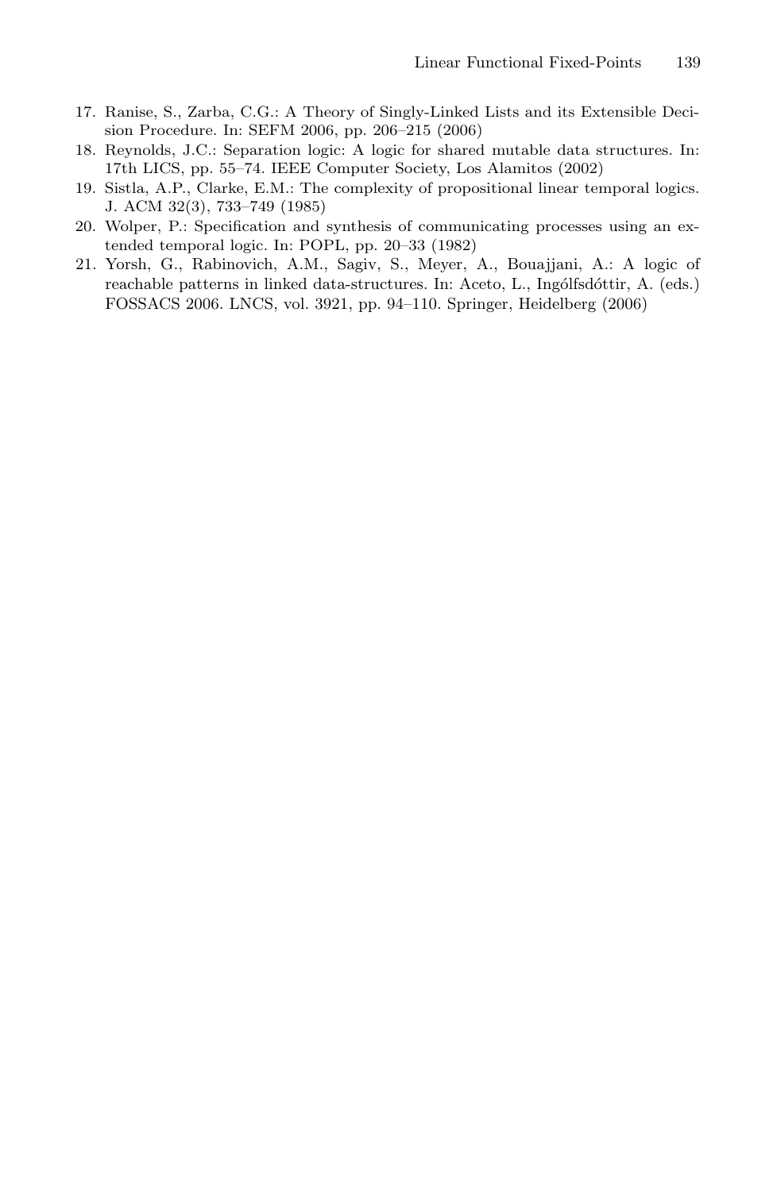17. Ranise, S., Zarba, C.G.: A Theory of Singly-Linked Lists and its Extensible Decision Procedure. In: SEFM 2006, pp. 206–215 (2006)
18. Reynolds, J.C.: Separation logic: A logic for shared mutable data structures. In: 17th LICS, pp. 55–74. IEEE Computer Society, Los Alamitos (2002)
19. Sistla, A.P., Clarke, E.M.: The complexity of propositional linear temporal logics. J. ACM 32(3), 733–749 (1985)
20. Wolper, P.: Specification and synthesis of communicating processes using an extended temporal logic. In: POPL, pp. 20–33 (1982)
21. Yorsh, G., Rabinovich, A.M., Sagiv, S., Meyer, A., Bouajjani, A.: A logic of reachable patterns in linked data-structures. In: Aceto, L., Ingólfsdóttir, A. (eds.) FOSSACS 2006. LNCS, vol. 3921, pp. 94–110. Springer, Heidelberg (2006)